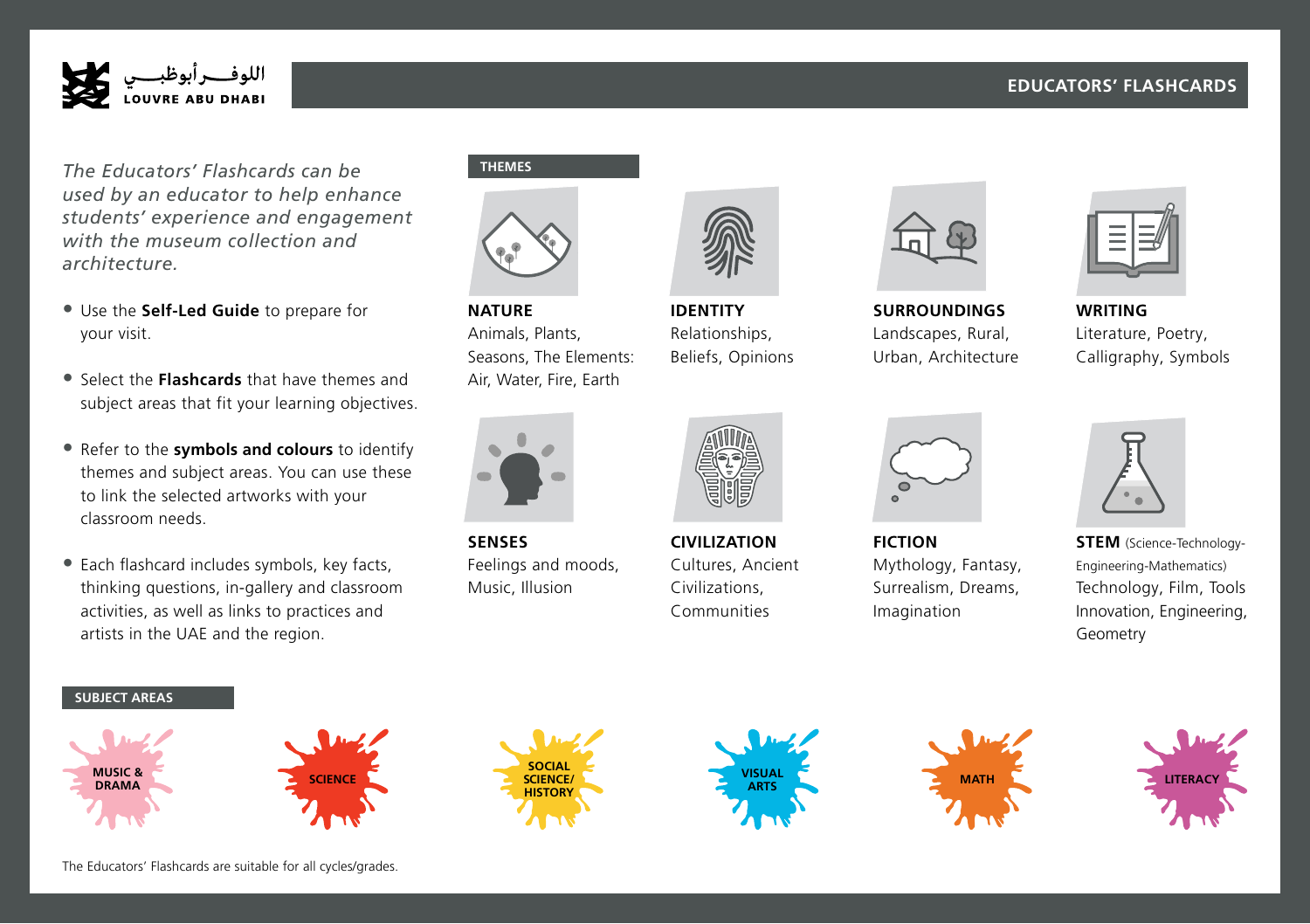اللوفــر أبوظبــي
LOUVRE ABU DHABI

# EDUCATORS' FLASHCARDS

*The Educators' Flashcards can be used by an educator to help enhance students' experience and engagement with the museum collection and architecture.*

- Use the **Self-Led Guide** to prepare for your visit.
- Select the **Flashcards** that have themes and subject areas that fit your learning objectives.
- Refer to the **symbols and colours** to identify themes and subject areas. You can use these to link the selected artworks with your classroom needs.
- Each flashcard includes symbols, key facts, thinking questions, in-gallery and classroom activities, as well as links to practices and artists in the UAE and the region.

## THEMES

**NATURE**
Animals, Plants, Seasons, The Elements: Air, Water, Fire, Earth

**IDENTITY**
Relationships, Beliefs, Opinions

**SURROUNDINGS**
Landscapes, Rural, Urban, Architecture

**WRITING**
Literature, Poetry, Calligraphy, Symbols

**SENSES**
Feelings and moods, Music, Illusion

**CIVILIZATION**
Cultures, Ancient Civilizations, Communities

**FICTION**
Mythology, Fantasy, Surrealism, Dreams, Imagination

**STEM** (Science-Technology-Engineering-Mathematics)
Technology, Film, Tools Innovation, Engineering, Geometry

## SUBJECT AREAS

- MUSIC & DRAMA
- SCIENCE
- SOCIAL SCIENCE/ HISTORY
- VISUAL ARTS
- MATH
- LITERACY

The Educators' Flashcards are suitable for all cycles/grades.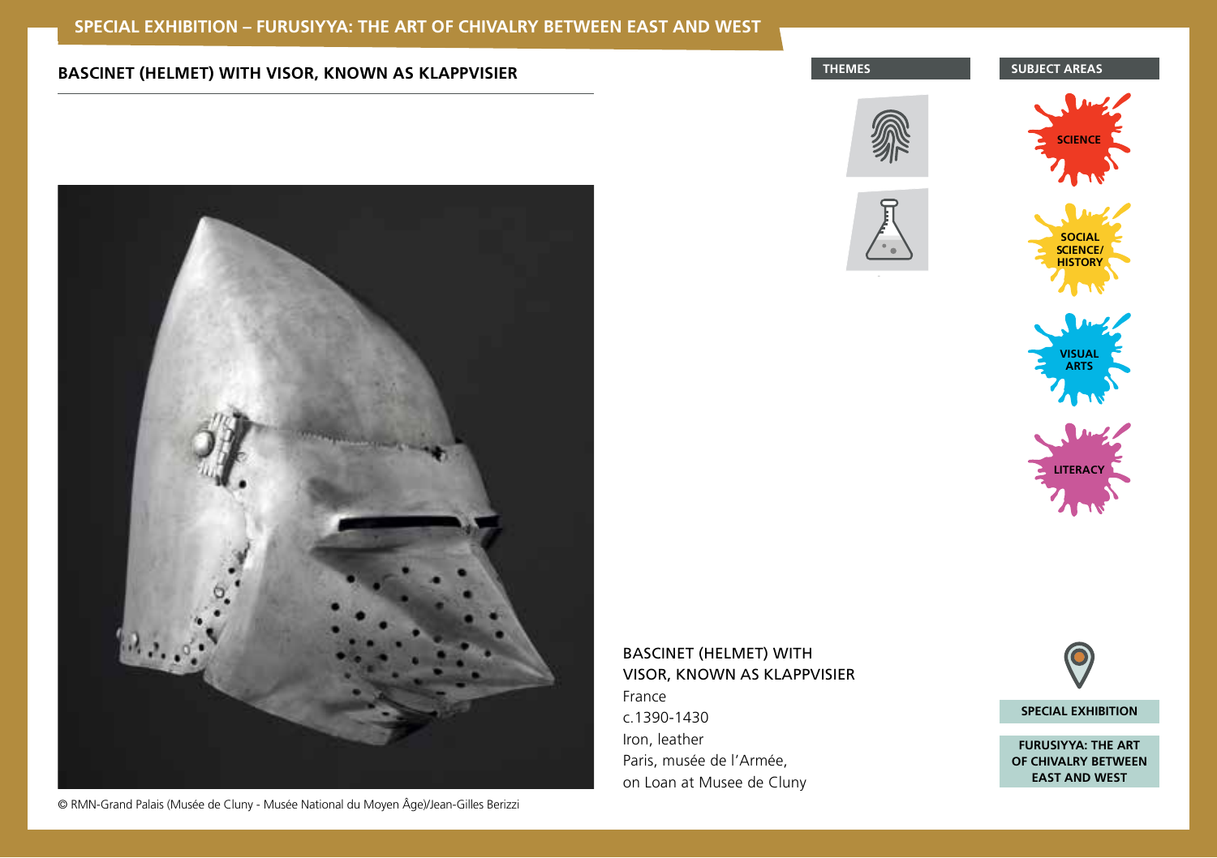## BASCINET (HELMET) WITH VISOR, KNOWN AS KLAPPVISIER

© RMN-Grand Palais (Musée de Cluny - Musée National du Moyen Âge)/Jean-Gilles Berizzi

**THEMES**

**SUBJECT AREAS**

SCIENCE

SOCIAL SCIENCE/ HISTORY

VISUAL ARTS

LITERACY

BASCINET (HELMET) WITH VISOR, KNOWN AS KLAPPVISIER
France
c.1390-1430
Iron, leather
Paris, musée de l'Armée,
on Loan at Musee de Cluny

**SPECIAL EXHIBITION**

**FURUSIYYA: THE ART OF CHIVALRY BETWEEN EAST AND WEST**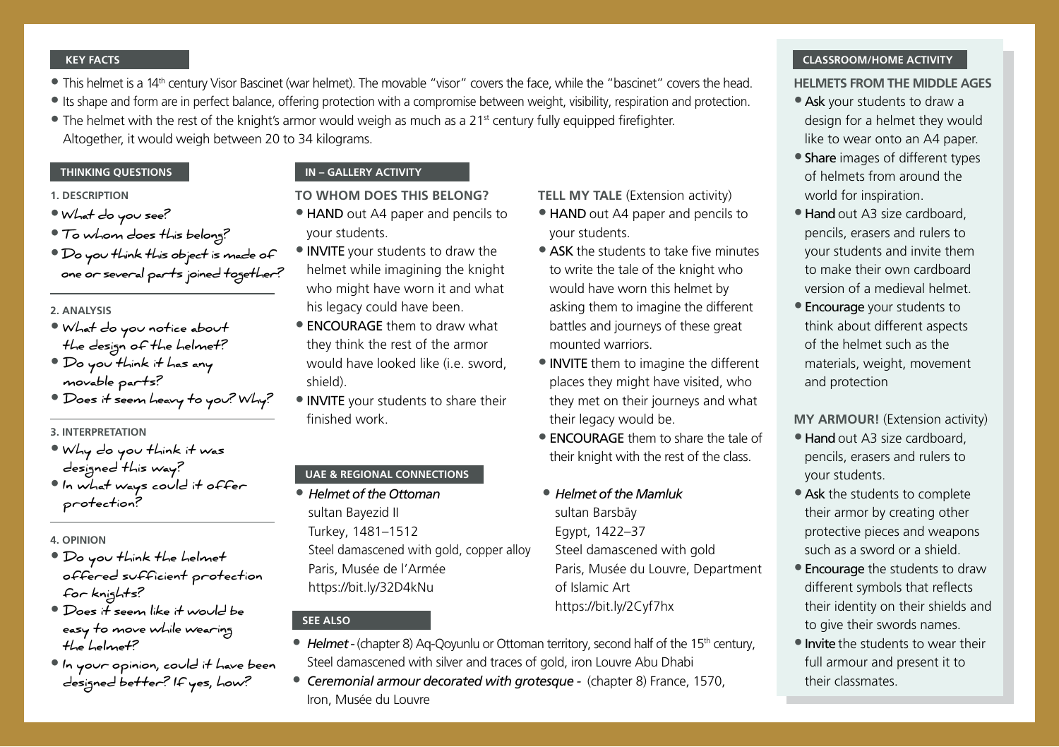## KEY FACTS

- This helmet is a 14th century Visor Bascinet (war helmet). The movable "visor" covers the face, while the "bascinet" covers the head.
- Its shape and form are in perfect balance, offering protection with a compromise between weight, visibility, respiration and protection.
- The helmet with the rest of the knight's armor would weigh as much as a 21st century fully equipped firefighter. Altogether, it would weigh between 20 to 34 kilograms.

## THINKING QUESTIONS

**1. DESCRIPTION**

- What do you see?
- To whom does this belong?
- Do you think this object is made of one or several parts joined together?

**2. ANALYSIS**

- What do you notice about the design of the helmet?
- Do you think it has any movable parts?
- Does it seem heavy to you? Why?

**3. INTERPRETATION**

- Why do you think it was designed this way?
- In what ways could it offer protection?

**4. OPINION**

- Do you think the helmet offered sufficient protection for knights?
- Does it seem like it would be easy to move while wearing the helmet?
- In your opinion, could it have been designed better? If yes, how?

## IN – GALLERY ACTIVITY

### TO WHOM DOES THIS BELONG?

- **HAND** out A4 paper and pencils to your students.
- **INVITE** your students to draw the helmet while imagining the knight who might have worn it and what his legacy could have been.
- **ENCOURAGE** them to draw what they think the rest of the armor would have looked like (i.e. sword, shield).
- **INVITE** your students to share their finished work.

### TELL MY TALE (Extension activity)

- **HAND** out A4 paper and pencils to your students.
- **ASK** the students to take five minutes to write the tale of the knight who would have worn this helmet by asking them to imagine the different battles and journeys of these great mounted warriors.
- **INVITE** them to imagine the different places they might have visited, who they met on their journeys and what their legacy would be.
- **ENCOURAGE** them to share the tale of their knight with the rest of the class.

## UAE & REGIONAL CONNECTIONS

- *Helmet of the Ottoman*
  sultan Bayezid II
  Turkey, 1481–1512
  Steel damascened with gold, copper alloy
  Paris, Musée de l'Armée
  https://bit.ly/32D4kNu

- *Helmet of the Mamluk*
  sultan Barsbāy
  Egypt, 1422–37
  Steel damascened with gold
  Paris, Musée du Louvre, Department of Islamic Art
  https://bit.ly/2Cyf7hx

## SEE ALSO

- *Helmet* - (chapter 8) Aq-Qoyunlu or Ottoman territory, second half of the 15th century, Steel damascened with silver and traces of gold, iron Louvre Abu Dhabi
- *Ceremonial armour decorated with grotesque* - (chapter 8) France, 1570, Iron, Musée du Louvre

## CLASSROOM/HOME ACTIVITY

### HELMETS FROM THE MIDDLE AGES

- **Ask** your students to draw a design for a helmet they would like to wear onto an A4 paper.
- **Share** images of different types of helmets from around the world for inspiration.
- **Hand** out A3 size cardboard, pencils, erasers and rulers to your students and invite them to make their own cardboard version of a medieval helmet.
- **Encourage** your students to think about different aspects of the helmet such as the materials, weight, movement and protection

### MY ARMOUR! (Extension activity)

- **Hand** out A3 size cardboard, pencils, erasers and rulers to your students.
- **Ask** the students to complete their armor by creating other protective pieces and weapons such as a sword or a shield.
- **Encourage** the students to draw different symbols that reflects their identity on their shields and to give their swords names.
- **Invite** the students to wear their full armour and present it to their classmates.